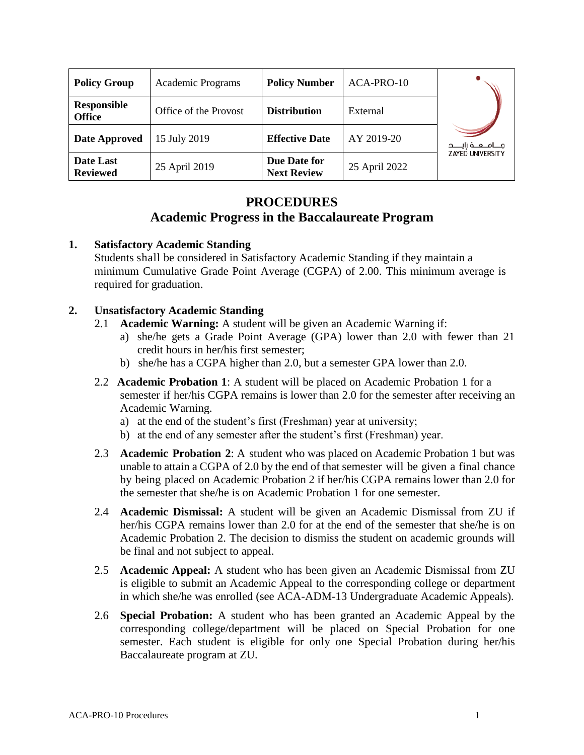| Policy Group | Academic Programs | Policy Number | ACA-PRO-10 |
|---|---|---|---|
| Responsible Office | Office of the Provost | Distribution | External |
| Date Approved | 15 July 2019 | Effective Date | AY 2019-20 |
| Date Last Reviewed | 25 April 2019 | Due Date for Next Review | 25 April 2022 |

# PROCEDURES
## Academic Progress in the Baccalaureate Program

**1. Satisfactory Academic Standing**

Students shall be considered in Satisfactory Academic Standing if they maintain a minimum Cumulative Grade Point Average (CGPA) of 2.00. This minimum average is required for graduation.

**2. Unsatisfactory Academic Standing**

2.1 **Academic Warning:** A student will be given an Academic Warning if:

a) she/he gets a Grade Point Average (GPA) lower than 2.0 with fewer than 21 credit hours in her/his first semester;

b) she/he has a CGPA higher than 2.0, but a semester GPA lower than 2.0.

2.2 **Academic Probation 1**: A student will be placed on Academic Probation 1 for a semester if her/his CGPA remains is lower than 2.0 for the semester after receiving an Academic Warning.

a) at the end of the student's first (Freshman) year at university;

b) at the end of any semester after the student's first (Freshman) year.

2.3 **Academic Probation 2**: A student who was placed on Academic Probation 1 but was unable to attain a CGPA of 2.0 by the end of that semester will be given a final chance by being placed on Academic Probation 2 if her/his CGPA remains lower than 2.0 for the semester that she/he is on Academic Probation 1 for one semester.

2.4 **Academic Dismissal:** A student will be given an Academic Dismissal from ZU if her/his CGPA remains lower than 2.0 for at the end of the semester that she/he is on Academic Probation 2. The decision to dismiss the student on academic grounds will be final and not subject to appeal.

2.5 **Academic Appeal:** A student who has been given an Academic Dismissal from ZU is eligible to submit an Academic Appeal to the corresponding college or department in which she/he was enrolled (see ACA-ADM-13 Undergraduate Academic Appeals).

2.6 **Special Probation:** A student who has been granted an Academic Appeal by the corresponding college/department will be placed on Special Probation for one semester. Each student is eligible for only one Special Probation during her/his Baccalaureate program at ZU.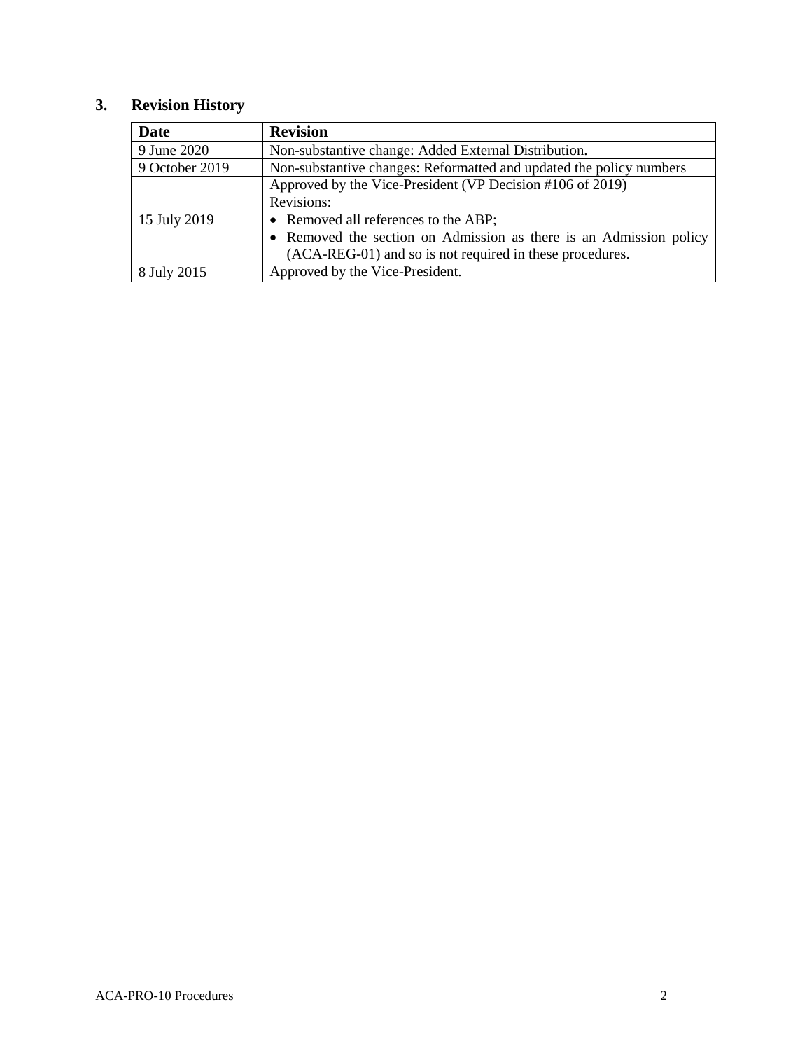## 3. Revision History

| Date | Revision |
|---|---|
| 9 June 2020 | Non-substantive change: Added External Distribution. |
| 9 October 2019 | Non-substantive changes: Reformatted and updated the policy numbers |
| 15 July 2019 | Approved by the Vice-President (VP Decision #106 of 2019)<br>Revisions:<br>• Removed all references to the ABP;<br>• Removed the section on Admission as there is an Admission policy (ACA-REG-01) and so is not required in these procedures. |
| 8 July 2015 | Approved by the Vice-President. |